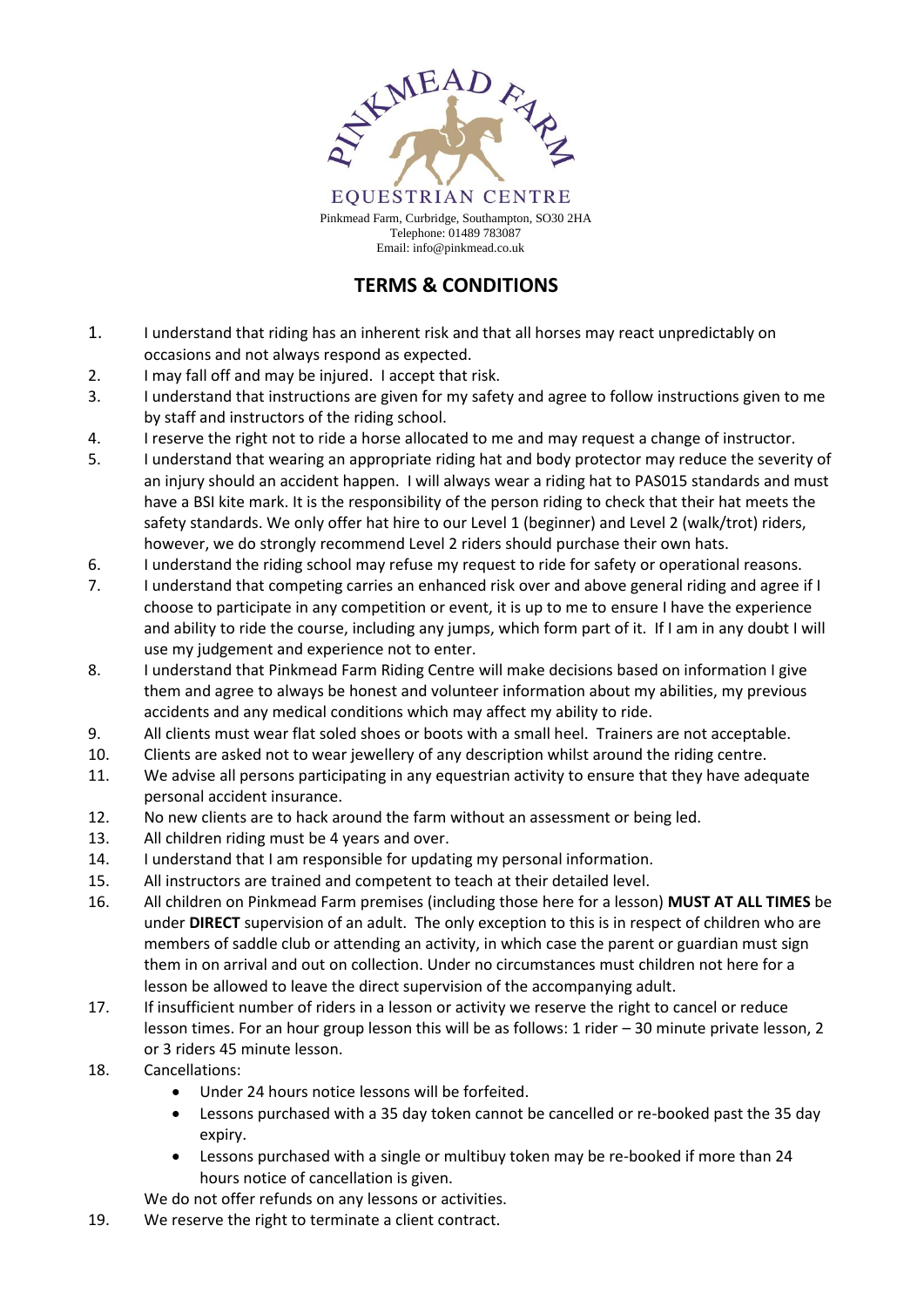PINKMEAD FARM

EQUESTRIAN CENTRE

Pinkmead Farm, Curbridge, Southampton, SO30 2HA
Telephone: 01489 783087
Email: info@pinkmead.co.uk

# TERMS & CONDITIONS

1. I understand that riding has an inherent risk and that all horses may react unpredictably on occasions and not always respond as expected.
2. I may fall off and may be injured. I accept that risk.
3. I understand that instructions are given for my safety and agree to follow instructions given to me by staff and instructors of the riding school.
4. I reserve the right not to ride a horse allocated to me and may request a change of instructor.
5. I understand that wearing an appropriate riding hat and body protector may reduce the severity of an injury should an accident happen. I will always wear a riding hat to PAS015 standards and must have a BSI kite mark. It is the responsibility of the person riding to check that their hat meets the safety standards. We only offer hat hire to our Level 1 (beginner) and Level 2 (walk/trot) riders, however, we do strongly recommend Level 2 riders should purchase their own hats.
6. I understand the riding school may refuse my request to ride for safety or operational reasons.
7. I understand that competing carries an enhanced risk over and above general riding and agree if I choose to participate in any competition or event, it is up to me to ensure I have the experience and ability to ride the course, including any jumps, which form part of it. If I am in any doubt I will use my judgement and experience not to enter.
8. I understand that Pinkmead Farm Riding Centre will make decisions based on information I give them and agree to always be honest and volunteer information about my abilities, my previous accidents and any medical conditions which may affect my ability to ride.
9. All clients must wear flat soled shoes or boots with a small heel. Trainers are not acceptable.
10. Clients are asked not to wear jewellery of any description whilst around the riding centre.
11. We advise all persons participating in any equestrian activity to ensure that they have adequate personal accident insurance.
12. No new clients are to hack around the farm without an assessment or being led.
13. All children riding must be 4 years and over.
14. I understand that I am responsible for updating my personal information.
15. All instructors are trained and competent to teach at their detailed level.
16. All children on Pinkmead Farm premises (including those here for a lesson) **MUST AT ALL TIMES** be under **DIRECT** supervision of an adult. The only exception to this is in respect of children who are members of saddle club or attending an activity, in which case the parent or guardian must sign them in on arrival and out on collection. Under no circumstances must children not here for a lesson be allowed to leave the direct supervision of the accompanying adult.
17. If insufficient number of riders in a lesson or activity we reserve the right to cancel or reduce lesson times. For an hour group lesson this will be as follows: 1 rider – 30 minute private lesson, 2 or 3 riders 45 minute lesson.
18. Cancellations:
    - Under 24 hours notice lessons will be forfeited.
    - Lessons purchased with a 35 day token cannot be cancelled or re-booked past the 35 day expiry.
    - Lessons purchased with a single or multibuy token may be re-booked if more than 24 hours notice of cancellation is given.

    We do not offer refunds on any lessons or activities.
19. We reserve the right to terminate a client contract.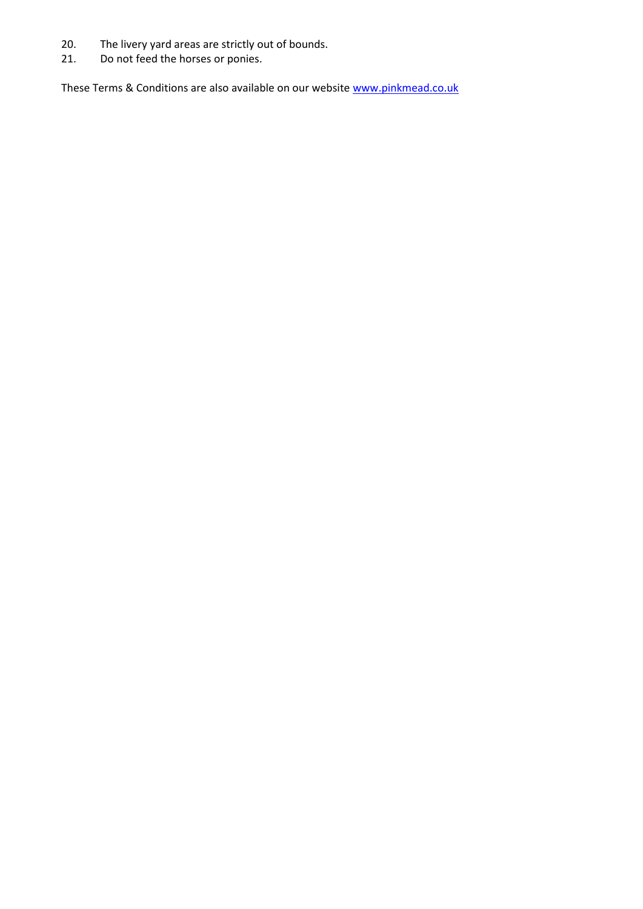20. The livery yard areas are strictly out of bounds.
21. Do not feed the horses or ponies.

These Terms & Conditions are also available on our website [www.pinkmead.co.uk](http://www.pinkmead.co.uk)